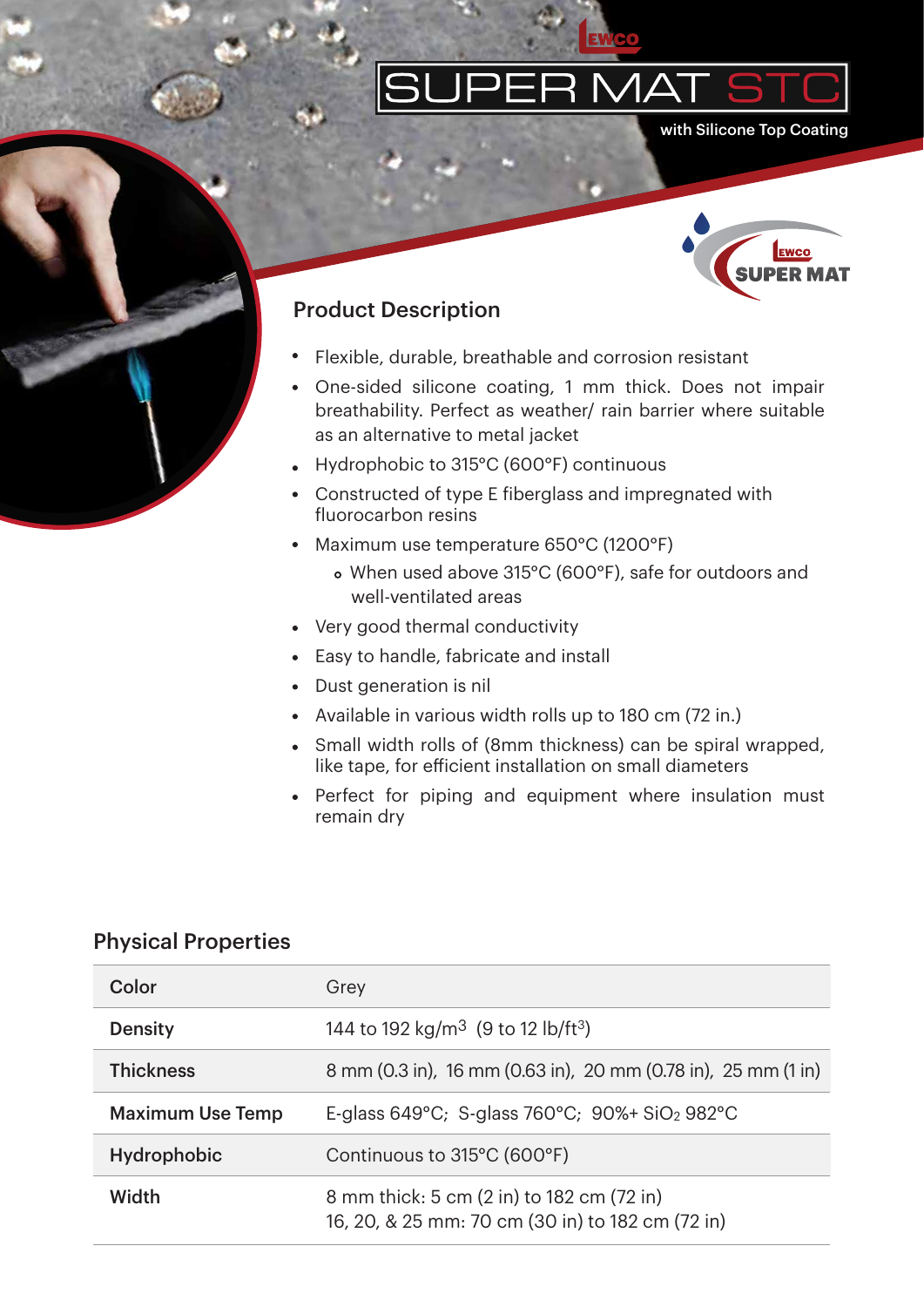# SUPER MAT STC

with Silicone Top Coating

## Product Description

- Flexible, durable, breathable and corrosion resistant
- One-sided silicone coating, 1 mm thick. Does not impair breathability. Perfect as weather/ rain barrier where suitable as an alternative to metal jacket
- Hydrophobic to 315°C (600°F) continuous
- Constructed of type E fiberglass and impregnated with fluorocarbon resins
- Maximum use temperature 650°C (1200°F)
  - When used above 315°C (600°F), safe for outdoors and well-ventilated areas
- Very good thermal conductivity
- Easy to handle, fabricate and install
- Dust generation is nil
- Available in various width rolls up to 180 cm (72 in.)
- Small width rolls of (8mm thickness) can be spiral wrapped, like tape, for efficient installation on small diameters
- Perfect for piping and equipment where insulation must remain dry

## Physical Properties

| | |
|---|---|
| **Color** | Grey |
| **Density** | 144 to 192 kg/m$^3$ (9 to 12 lb/ft$^3$) |
| **Thickness** | 8 mm (0.3 in), 16 mm (0.63 in), 20 mm (0.78 in), 25 mm (1 in) |
| **Maximum Use Temp** | E-glass 649°C; S-glass 760°C; 90%+ $SiO_2$ 982°C |
| **Hydrophobic** | Continuous to 315°C (600°F) |
| **Width** | 8 mm thick: 5 cm (2 in) to 182 cm (72 in)<br>16, 20, & 25 mm: 70 cm (30 in) to 182 cm (72 in) |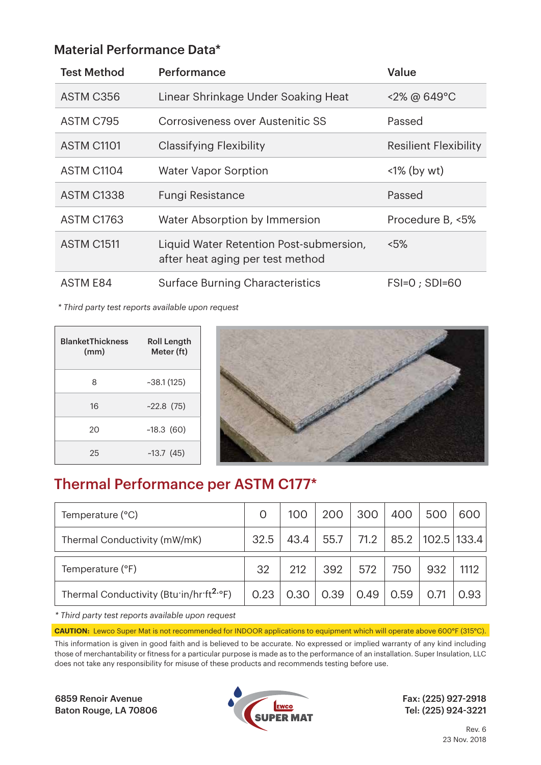## Material Performance Data*

| Test Method | Performance | Value |
|---|---|---|
| ASTM C356 | Linear Shrinkage Under Soaking Heat | <2% @ 649°C |
| ASTM C795 | Corrosiveness over Austenitic SS | Passed |
| ASTM C1101 | Classifying Flexibility | Resilient Flexibility |
| ASTM C1104 | Water Vapor Sorption | <1% (by wt) |
| ASTM C1338 | Fungi Resistance | Passed |
| ASTM C1763 | Water Absorption by Immersion | Procedure B, <5% |
| ASTM C1511 | Liquid Water Retention Post-submersion, after heat aging per test method | <5% |
| ASTM E84 | Surface Burning Characteristics | FSI=0 ; SDI=60 |

*\* Third party test reports available upon request*

| BlanketThickness (mm) | Roll Length Meter (ft) |
|---|---|
| 8 | ~38.1 (125) |
| 16 | ~22.8 (75) |
| 20 | ~18.3 (60) |
| 25 | ~13.7 (45) |

## Thermal Performance per ASTM C177*

| Temperature (°C) | 0 | 100 | 200 | 300 | 400 | 500 | 600 |
|---|---|---|---|---|---|---|---|
| Thermal Conductivity (mW/mK) | 32.5 | 43.4 | 55.7 | 71.2 | 85.2 | 102.5 | 133.4 |

| Temperature (°F) | 32 | 212 | 392 | 572 | 750 | 932 | 1112 |
|---|---|---|---|---|---|---|---|
| Thermal Conductivity (Btu·in/hr·ft$^{2}$·°F) | 0.23 | 0.30 | 0.39 | 0.49 | 0.59 | 0.71 | 0.93 |

*\* Third party test reports available upon request*

**CAUTION:** Lewco Super Mat is not recommended for INDOOR applications to equipment which will operate above 600°F (315°C).

This information is given in good faith and is believed to be accurate. No expressed or implied warranty of any kind including those of merchantability or fitness for a particular purpose is made as to the performance of an installation. Super Insulation, LLC does not take any responsibility for misuse of these products and recommends testing before use.

**6859 Renoir Avenue**
**Baton Rouge, LA 70806**

LEWCO SUPER MAT

**Fax: (225) 927-2918**
**Tel: (225) 924-3221**

Rev. 6
23 Nov. 2018